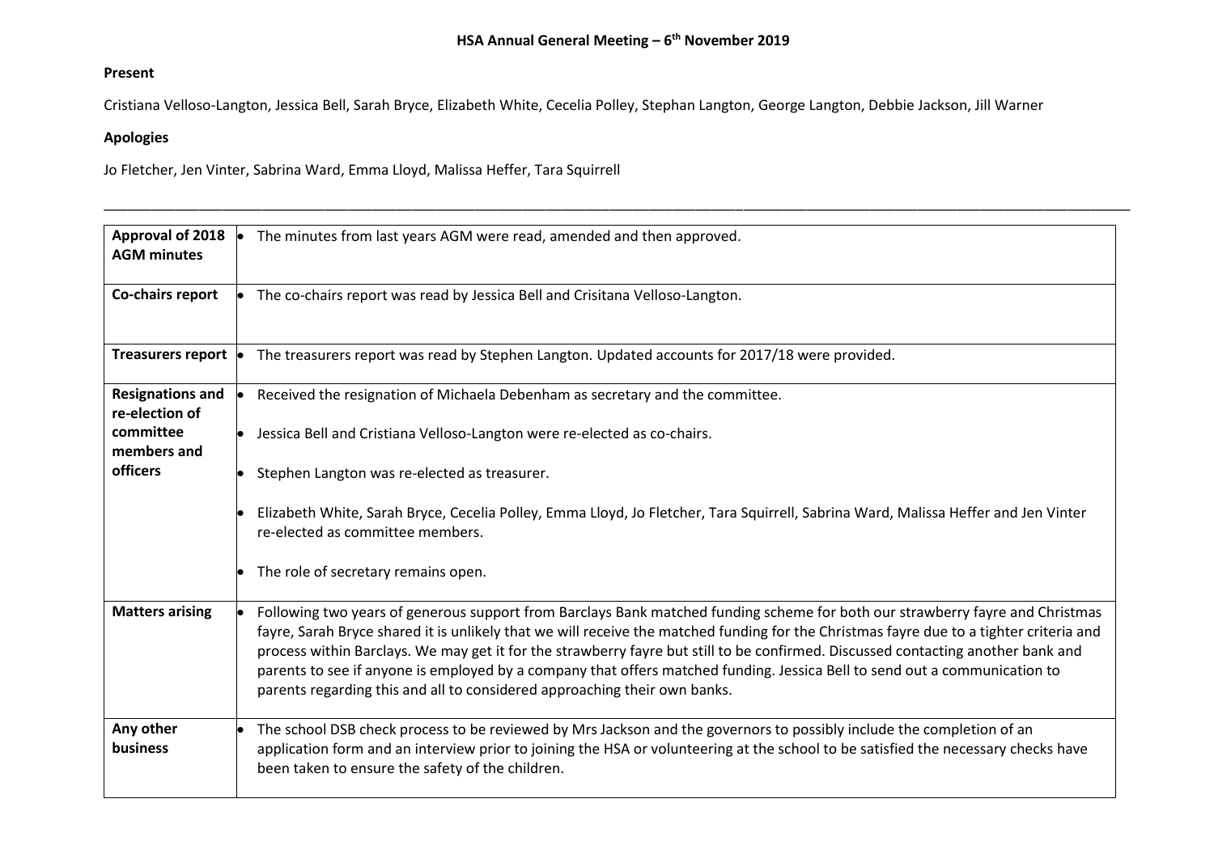# HSA Annual General Meeting – 6th November 2019

**Present**

Cristiana Velloso-Langton, Jessica Bell, Sarah Bryce, Elizabeth White, Cecelia Polley, Stephan Langton, George Langton, Debbie Jackson, Jill Warner

**Apologies**

Jo Fletcher, Jen Vinter, Sabrina Ward, Emma Lloyd, Malissa Heffer, Tara Squirrell

---

| | |
|---|---|
| **Approval of 2018 AGM minutes** | • The minutes from last years AGM were read, amended and then approved. |
| **Co-chairs report** | • The co-chairs report was read by Jessica Bell and Crisitana Velloso-Langton. |
| **Treasurers report** | • The treasurers report was read by Stephen Langton. Updated accounts for 2017/18 were provided. |
| **Resignations and re-election of committee members and officers** | • Received the resignation of Michaela Debenham as secretary and the committee.<br>• Jessica Bell and Cristiana Velloso-Langton were re-elected as co-chairs.<br>• Stephen Langton was re-elected as treasurer.<br>• Elizabeth White, Sarah Bryce, Cecelia Polley, Emma Lloyd, Jo Fletcher, Tara Squirrell, Sabrina Ward, Malissa Heffer and Jen Vinter re-elected as committee members.<br>• The role of secretary remains open. |
| **Matters arising** | • Following two years of generous support from Barclays Bank matched funding scheme for both our strawberry fayre and Christmas fayre, Sarah Bryce shared it is unlikely that we will receive the matched funding for the Christmas fayre due to a tighter criteria and process within Barclays. We may get it for the strawberry fayre but still to be confirmed. Discussed contacting another bank and parents to see if anyone is employed by a company that offers matched funding. Jessica Bell to send out a communication to parents regarding this and all to considered approaching their own banks. |
| **Any other business** | • The school DSB check process to be reviewed by Mrs Jackson and the governors to possibly include the completion of an application form and an interview prior to joining the HSA or volunteering at the school to be satisfied the necessary checks have been taken to ensure the safety of the children. |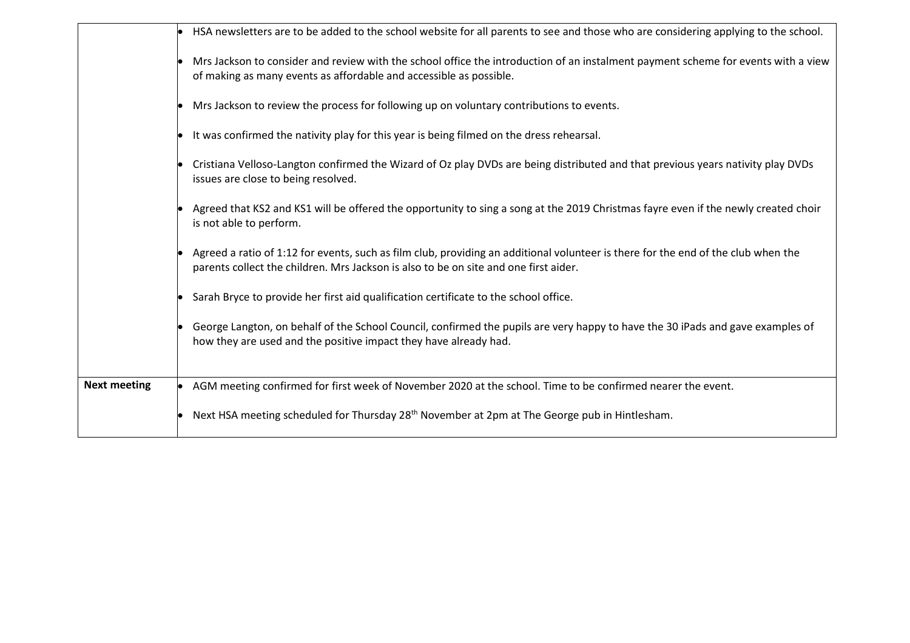| | |
|---|---|
| | • HSA newsletters are to be added to the school website for all parents to see and those who are considering applying to the school.<br><br>• Mrs Jackson to consider and review with the school office the introduction of an instalment payment scheme for events with a view of making as many events as affordable and accessible as possible.<br><br>• Mrs Jackson to review the process for following up on voluntary contributions to events.<br><br>• It was confirmed the nativity play for this year is being filmed on the dress rehearsal.<br><br>• Cristiana Velloso-Langton confirmed the Wizard of Oz play DVDs are being distributed and that previous years nativity play DVDs issues are close to being resolved.<br><br>• Agreed that KS2 and KS1 will be offered the opportunity to sing a song at the 2019 Christmas fayre even if the newly created choir is not able to perform.<br><br>• Agreed a ratio of 1:12 for events, such as film club, providing an additional volunteer is there for the end of the club when the parents collect the children. Mrs Jackson is also to be on site and one first aider.<br><br>• Sarah Bryce to provide her first aid qualification certificate to the school office.<br><br>• George Langton, on behalf of the School Council, confirmed the pupils are very happy to have the 30 iPads and gave examples of how they are used and the positive impact they have already had. |
| **Next meeting** | • AGM meeting confirmed for first week of November 2020 at the school. Time to be confirmed nearer the event.<br><br>• Next HSA meeting scheduled for Thursday 28th November at 2pm at The George pub in Hintlesham. |